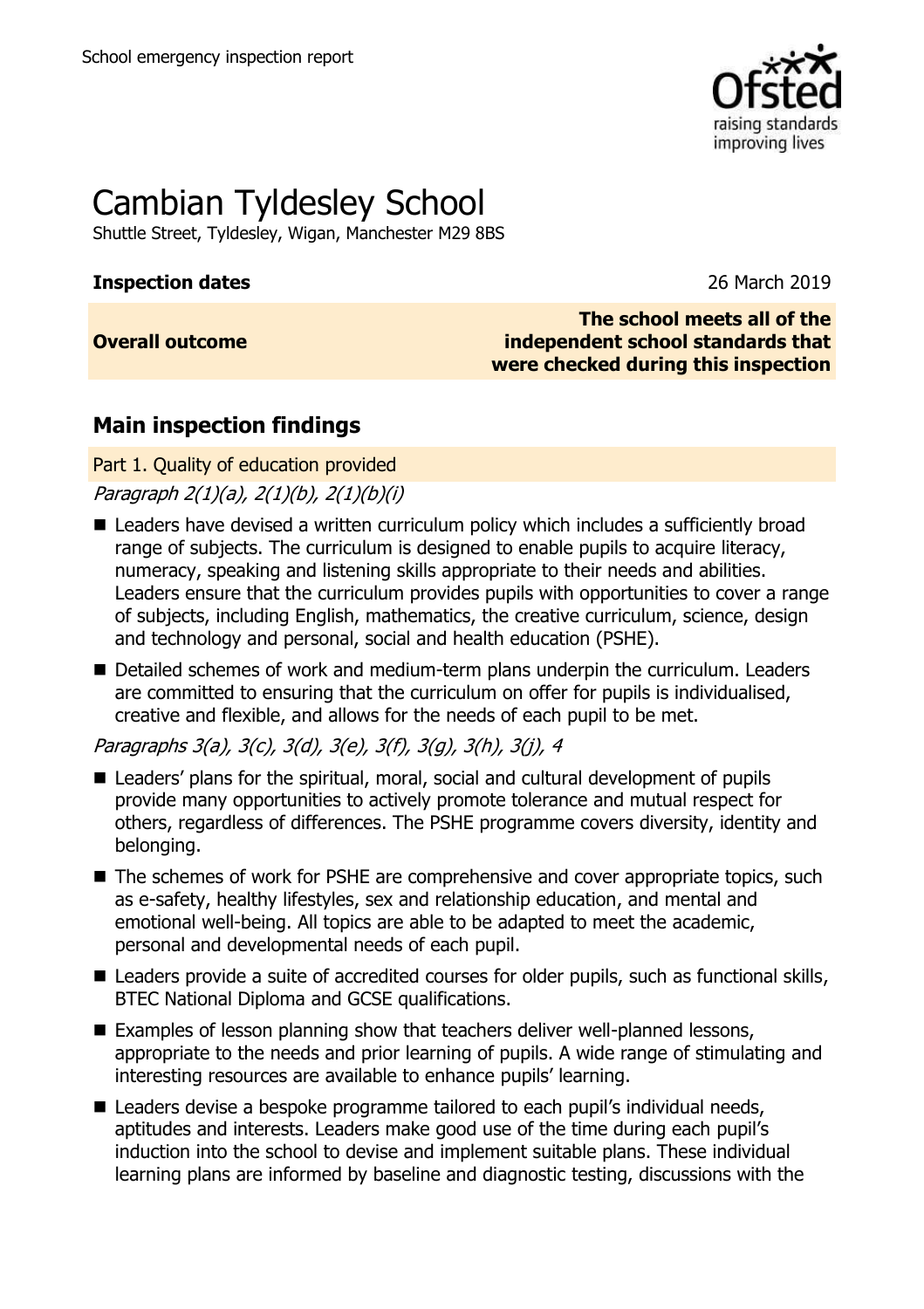School emergency inspection report

# Cambian Tyldesley School

Shuttle Street, Tyldesley, Wigan, Manchester M29 8BS

| **Inspection dates** | 26 March 2019 |
| --- | --- |
| **Overall outcome** | **The school meets all of the independent school standards that were checked during this inspection** |

## Main inspection findings

### Part 1. Quality of education provided

*Paragraph 2(1)(a), 2(1)(b), 2(1)(b)(i)*

- Leaders have devised a written curriculum policy which includes a sufficiently broad range of subjects. The curriculum is designed to enable pupils to acquire literacy, numeracy, speaking and listening skills appropriate to their needs and abilities. Leaders ensure that the curriculum provides pupils with opportunities to cover a range of subjects, including English, mathematics, the creative curriculum, science, design and technology and personal, social and health education (PSHE).
- Detailed schemes of work and medium-term plans underpin the curriculum. Leaders are committed to ensuring that the curriculum on offer for pupils is individualised, creative and flexible, and allows for the needs of each pupil to be met.

*Paragraphs 3(a), 3(c), 3(d), 3(e), 3(f), 3(g), 3(h), 3(j), 4*

- Leaders' plans for the spiritual, moral, social and cultural development of pupils provide many opportunities to actively promote tolerance and mutual respect for others, regardless of differences. The PSHE programme covers diversity, identity and belonging.
- The schemes of work for PSHE are comprehensive and cover appropriate topics, such as e-safety, healthy lifestyles, sex and relationship education, and mental and emotional well-being. All topics are able to be adapted to meet the academic, personal and developmental needs of each pupil.
- Leaders provide a suite of accredited courses for older pupils, such as functional skills, BTEC National Diploma and GCSE qualifications.
- Examples of lesson planning show that teachers deliver well-planned lessons, appropriate to the needs and prior learning of pupils. A wide range of stimulating and interesting resources are available to enhance pupils' learning.
- Leaders devise a bespoke programme tailored to each pupil's individual needs, aptitudes and interests. Leaders make good use of the time during each pupil's induction into the school to devise and implement suitable plans. These individual learning plans are informed by baseline and diagnostic testing, discussions with the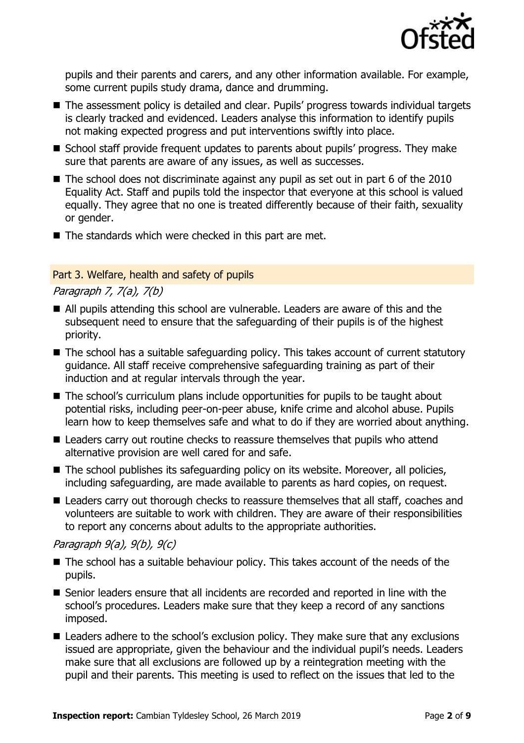pupils and their parents and carers, and any other information available. For example, some current pupils study drama, dance and drumming.

- The assessment policy is detailed and clear. Pupils' progress towards individual targets is clearly tracked and evidenced. Leaders analyse this information to identify pupils not making expected progress and put interventions swiftly into place.
- School staff provide frequent updates to parents about pupils' progress. They make sure that parents are aware of any issues, as well as successes.
- The school does not discriminate against any pupil as set out in part 6 of the 2010 Equality Act. Staff and pupils told the inspector that everyone at this school is valued equally. They agree that no one is treated differently because of their faith, sexuality or gender.
- The standards which were checked in this part are met.

## Part 3. Welfare, health and safety of pupils

*Paragraph 7, 7(a), 7(b)*

- All pupils attending this school are vulnerable. Leaders are aware of this and the subsequent need to ensure that the safeguarding of their pupils is of the highest priority.
- The school has a suitable safeguarding policy. This takes account of current statutory guidance. All staff receive comprehensive safeguarding training as part of their induction and at regular intervals through the year.
- The school's curriculum plans include opportunities for pupils to be taught about potential risks, including peer-on-peer abuse, knife crime and alcohol abuse. Pupils learn how to keep themselves safe and what to do if they are worried about anything.
- Leaders carry out routine checks to reassure themselves that pupils who attend alternative provision are well cared for and safe.
- The school publishes its safeguarding policy on its website. Moreover, all policies, including safeguarding, are made available to parents as hard copies, on request.
- Leaders carry out thorough checks to reassure themselves that all staff, coaches and volunteers are suitable to work with children. They are aware of their responsibilities to report any concerns about adults to the appropriate authorities.

*Paragraph 9(a), 9(b), 9(c)*

- The school has a suitable behaviour policy. This takes account of the needs of the pupils.
- Senior leaders ensure that all incidents are recorded and reported in line with the school's procedures. Leaders make sure that they keep a record of any sanctions imposed.
- Leaders adhere to the school's exclusion policy. They make sure that any exclusions issued are appropriate, given the behaviour and the individual pupil's needs. Leaders make sure that all exclusions are followed up by a reintegration meeting with the pupil and their parents. This meeting is used to reflect on the issues that led to the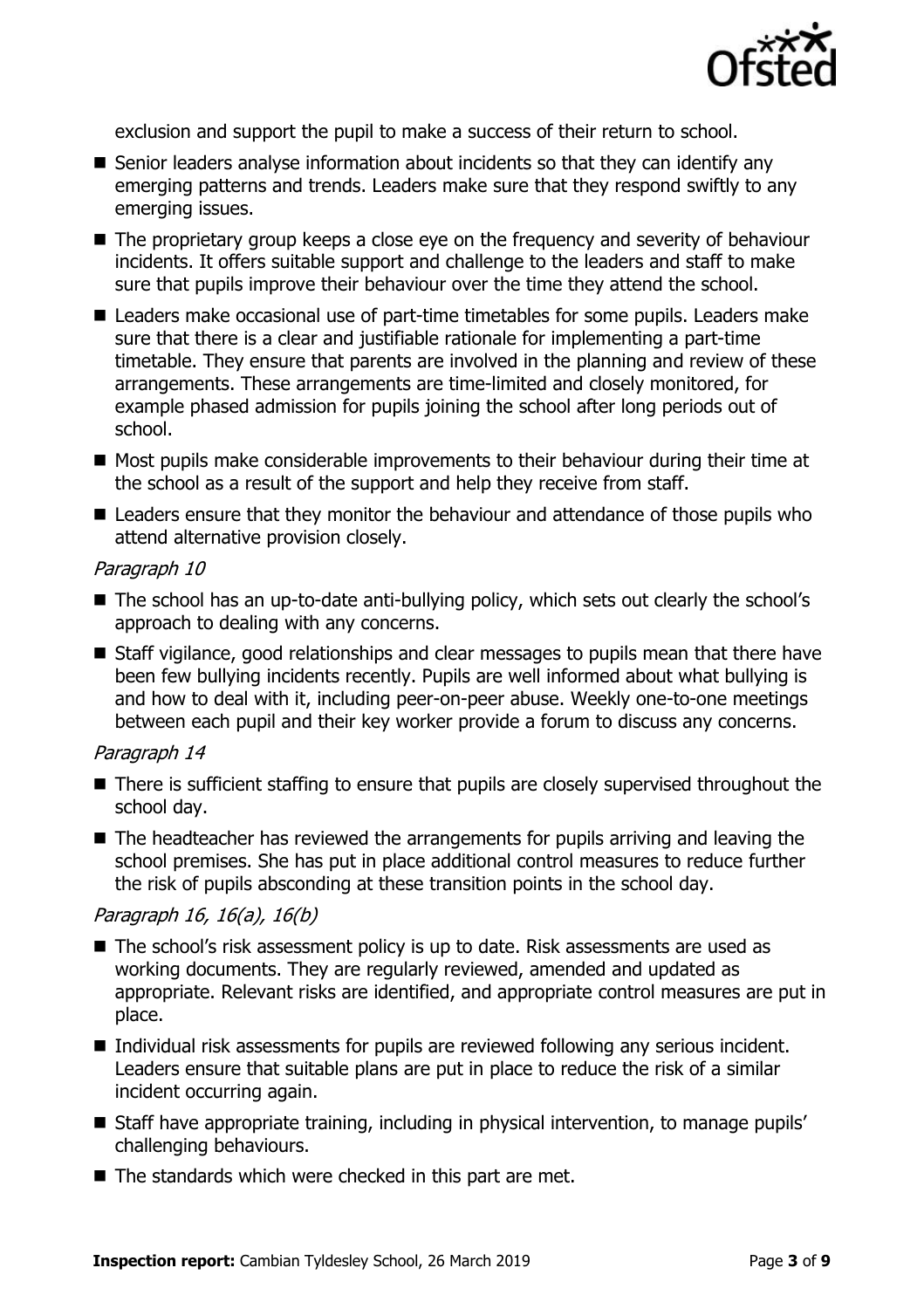exclusion and support the pupil to make a success of their return to school.

- Senior leaders analyse information about incidents so that they can identify any emerging patterns and trends. Leaders make sure that they respond swiftly to any emerging issues.
- The proprietary group keeps a close eye on the frequency and severity of behaviour incidents. It offers suitable support and challenge to the leaders and staff to make sure that pupils improve their behaviour over the time they attend the school.
- Leaders make occasional use of part-time timetables for some pupils. Leaders make sure that there is a clear and justifiable rationale for implementing a part-time timetable. They ensure that parents are involved in the planning and review of these arrangements. These arrangements are time-limited and closely monitored, for example phased admission for pupils joining the school after long periods out of school.
- Most pupils make considerable improvements to their behaviour during their time at the school as a result of the support and help they receive from staff.
- Leaders ensure that they monitor the behaviour and attendance of those pupils who attend alternative provision closely.

*Paragraph 10*

- The school has an up-to-date anti-bullying policy, which sets out clearly the school's approach to dealing with any concerns.
- Staff vigilance, good relationships and clear messages to pupils mean that there have been few bullying incidents recently. Pupils are well informed about what bullying is and how to deal with it, including peer-on-peer abuse. Weekly one-to-one meetings between each pupil and their key worker provide a forum to discuss any concerns.

*Paragraph 14*

- There is sufficient staffing to ensure that pupils are closely supervised throughout the school day.
- The headteacher has reviewed the arrangements for pupils arriving and leaving the school premises. She has put in place additional control measures to reduce further the risk of pupils absconding at these transition points in the school day.

*Paragraph 16, 16(a), 16(b)*

- The school's risk assessment policy is up to date. Risk assessments are used as working documents. They are regularly reviewed, amended and updated as appropriate. Relevant risks are identified, and appropriate control measures are put in place.
- Individual risk assessments for pupils are reviewed following any serious incident. Leaders ensure that suitable plans are put in place to reduce the risk of a similar incident occurring again.
- Staff have appropriate training, including in physical intervention, to manage pupils' challenging behaviours.
- The standards which were checked in this part are met.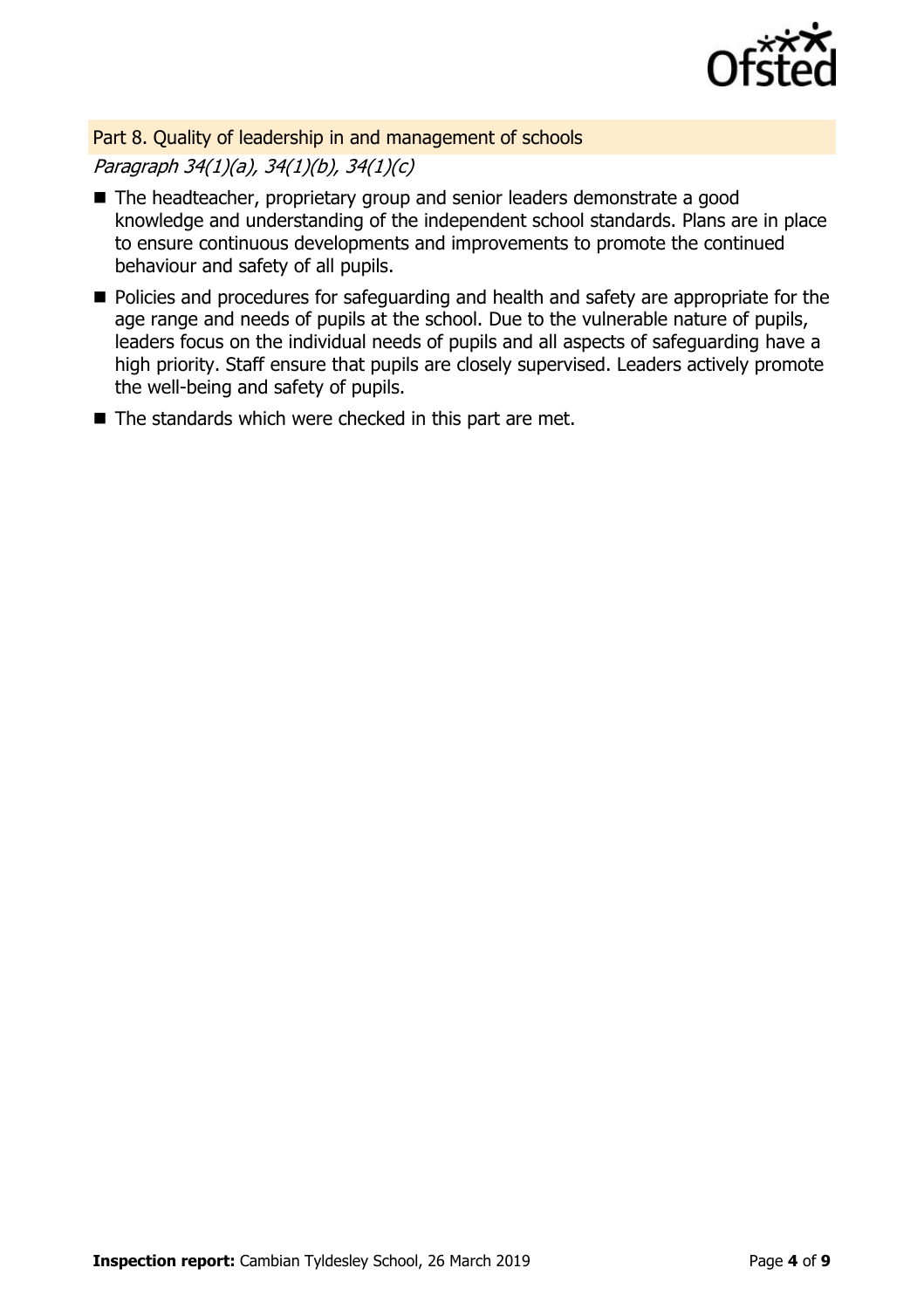## Part 8. Quality of leadership in and management of schools

*Paragraph 34(1)(a), 34(1)(b), 34(1)(c)*

- The headteacher, proprietary group and senior leaders demonstrate a good knowledge and understanding of the independent school standards. Plans are in place to ensure continuous developments and improvements to promote the continued behaviour and safety of all pupils.
- Policies and procedures for safeguarding and health and safety are appropriate for the age range and needs of pupils at the school. Due to the vulnerable nature of pupils, leaders focus on the individual needs of pupils and all aspects of safeguarding have a high priority. Staff ensure that pupils are closely supervised. Leaders actively promote the well-being and safety of pupils.
- The standards which were checked in this part are met.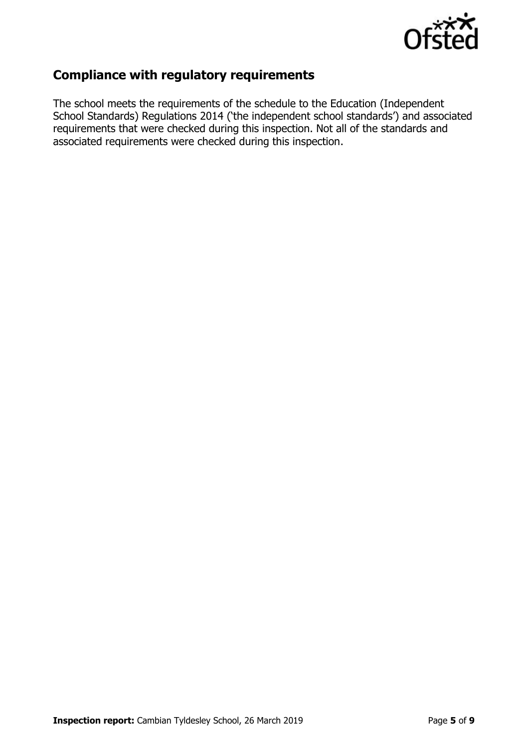## Compliance with regulatory requirements

The school meets the requirements of the schedule to the Education (Independent School Standards) Regulations 2014 ('the independent school standards') and associated requirements that were checked during this inspection. Not all of the standards and associated requirements were checked during this inspection.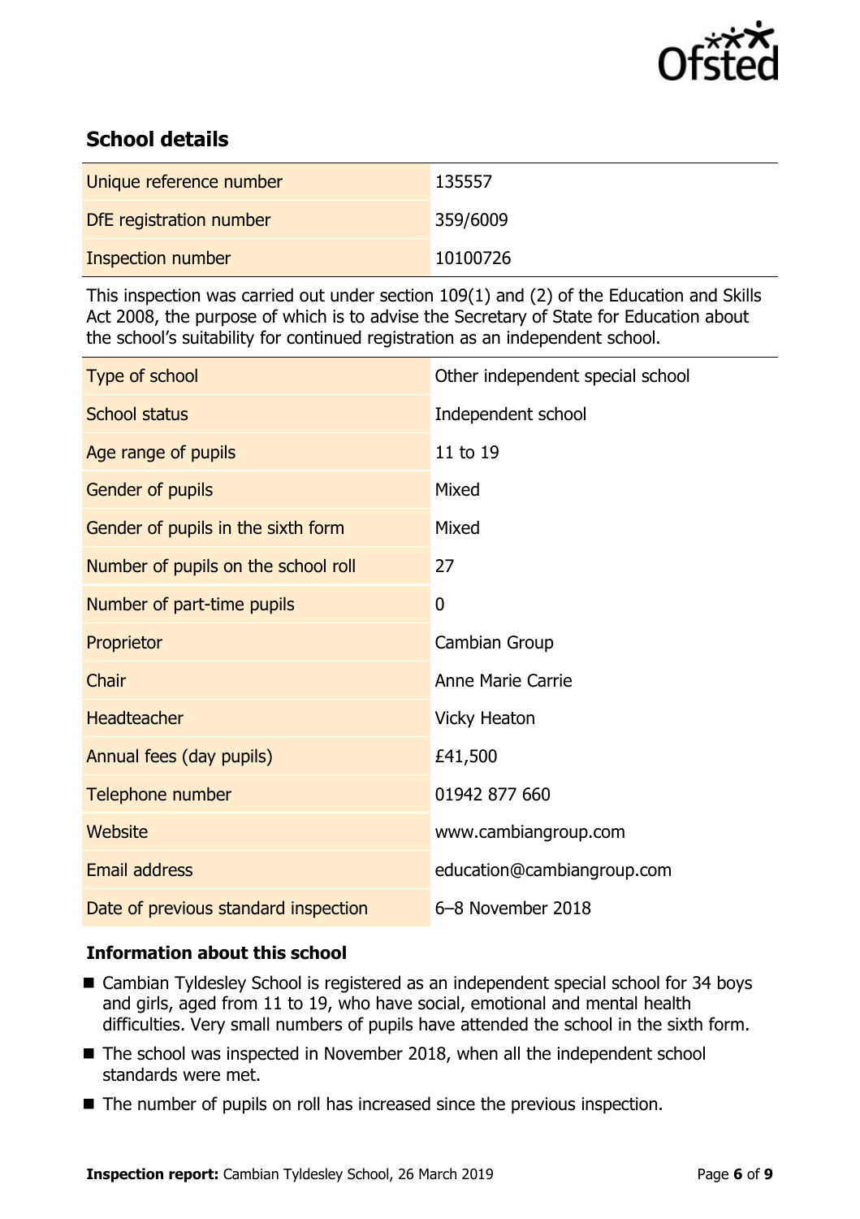## School details

| | |
|---|---|
| Unique reference number | 135557 |
| DfE registration number | 359/6009 |
| Inspection number | 10100726 |

This inspection was carried out under section 109(1) and (2) of the Education and Skills Act 2008, the purpose of which is to advise the Secretary of State for Education about the school's suitability for continued registration as an independent school.

| | |
|---|---|
| Type of school | Other independent special school |
| School status | Independent school |
| Age range of pupils | 11 to 19 |
| Gender of pupils | Mixed |
| Gender of pupils in the sixth form | Mixed |
| Number of pupils on the school roll | 27 |
| Number of part-time pupils | 0 |
| Proprietor | Cambian Group |
| Chair | Anne Marie Carrie |
| Headteacher | Vicky Heaton |
| Annual fees (day pupils) | £41,500 |
| Telephone number | 01942 877 660 |
| Website | www.cambiangroup.com |
| Email address | education@cambiangroup.com |
| Date of previous standard inspection | 6–8 November 2018 |

### Information about this school

- Cambian Tyldesley School is registered as an independent special school for 34 boys and girls, aged from 11 to 19, who have social, emotional and mental health difficulties. Very small numbers of pupils have attended the school in the sixth form.
- The school was inspected in November 2018, when all the independent school standards were met.
- The number of pupils on roll has increased since the previous inspection.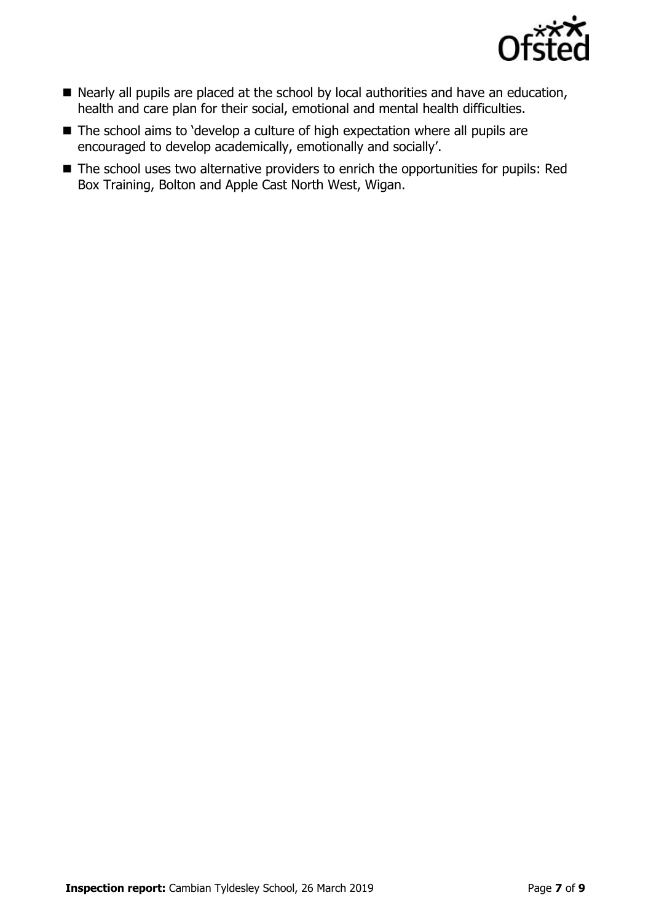- Nearly all pupils are placed at the school by local authorities and have an education, health and care plan for their social, emotional and mental health difficulties.
- The school aims to 'develop a culture of high expectation where all pupils are encouraged to develop academically, emotionally and socially'.
- The school uses two alternative providers to enrich the opportunities for pupils: Red Box Training, Bolton and Apple Cast North West, Wigan.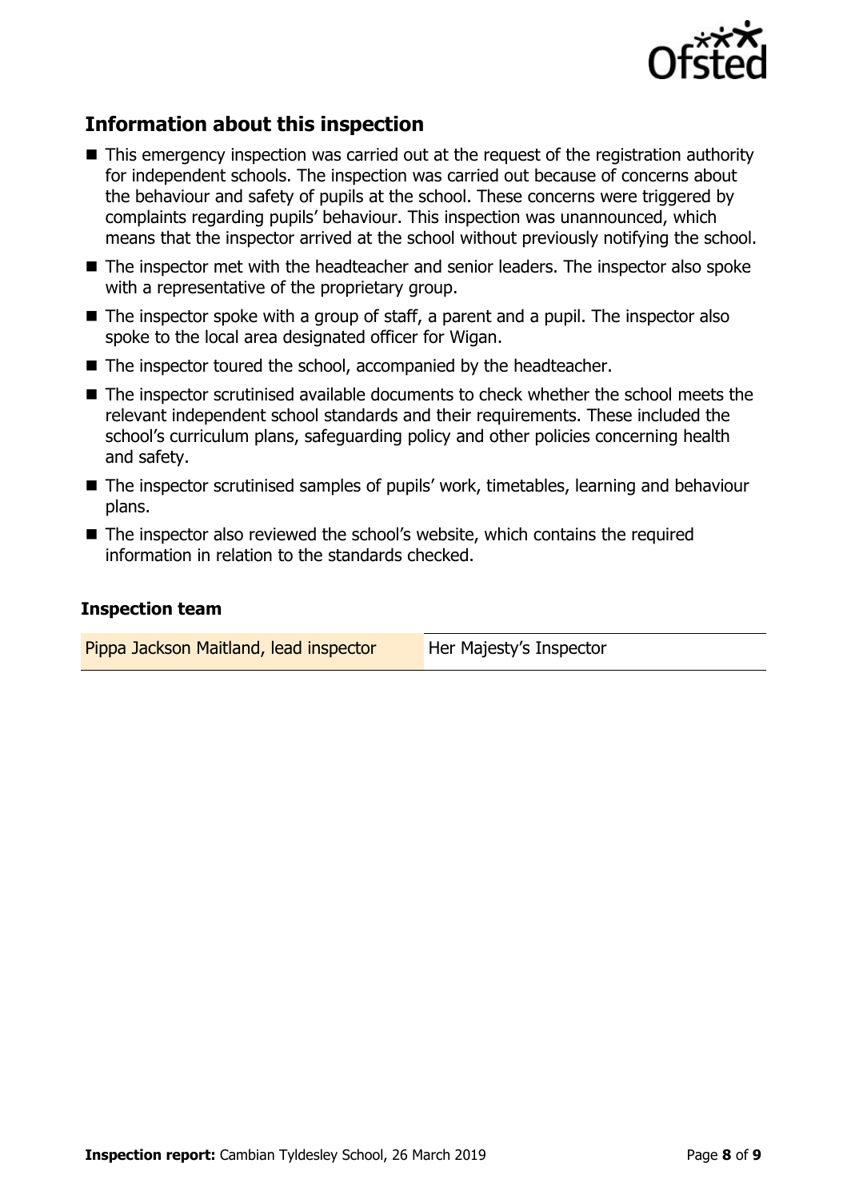## Information about this inspection

- This emergency inspection was carried out at the request of the registration authority for independent schools. The inspection was carried out because of concerns about the behaviour and safety of pupils at the school. These concerns were triggered by complaints regarding pupils' behaviour. This inspection was unannounced, which means that the inspector arrived at the school without previously notifying the school.
- The inspector met with the headteacher and senior leaders. The inspector also spoke with a representative of the proprietary group.
- The inspector spoke with a group of staff, a parent and a pupil. The inspector also spoke to the local area designated officer for Wigan.
- The inspector toured the school, accompanied by the headteacher.
- The inspector scrutinised available documents to check whether the school meets the relevant independent school standards and their requirements. These included the school's curriculum plans, safeguarding policy and other policies concerning health and safety.
- The inspector scrutinised samples of pupils' work, timetables, learning and behaviour plans.
- The inspector also reviewed the school's website, which contains the required information in relation to the standards checked.

### Inspection team

| | |
|---|---|
| Pippa Jackson Maitland, lead inspector | Her Majesty's Inspector |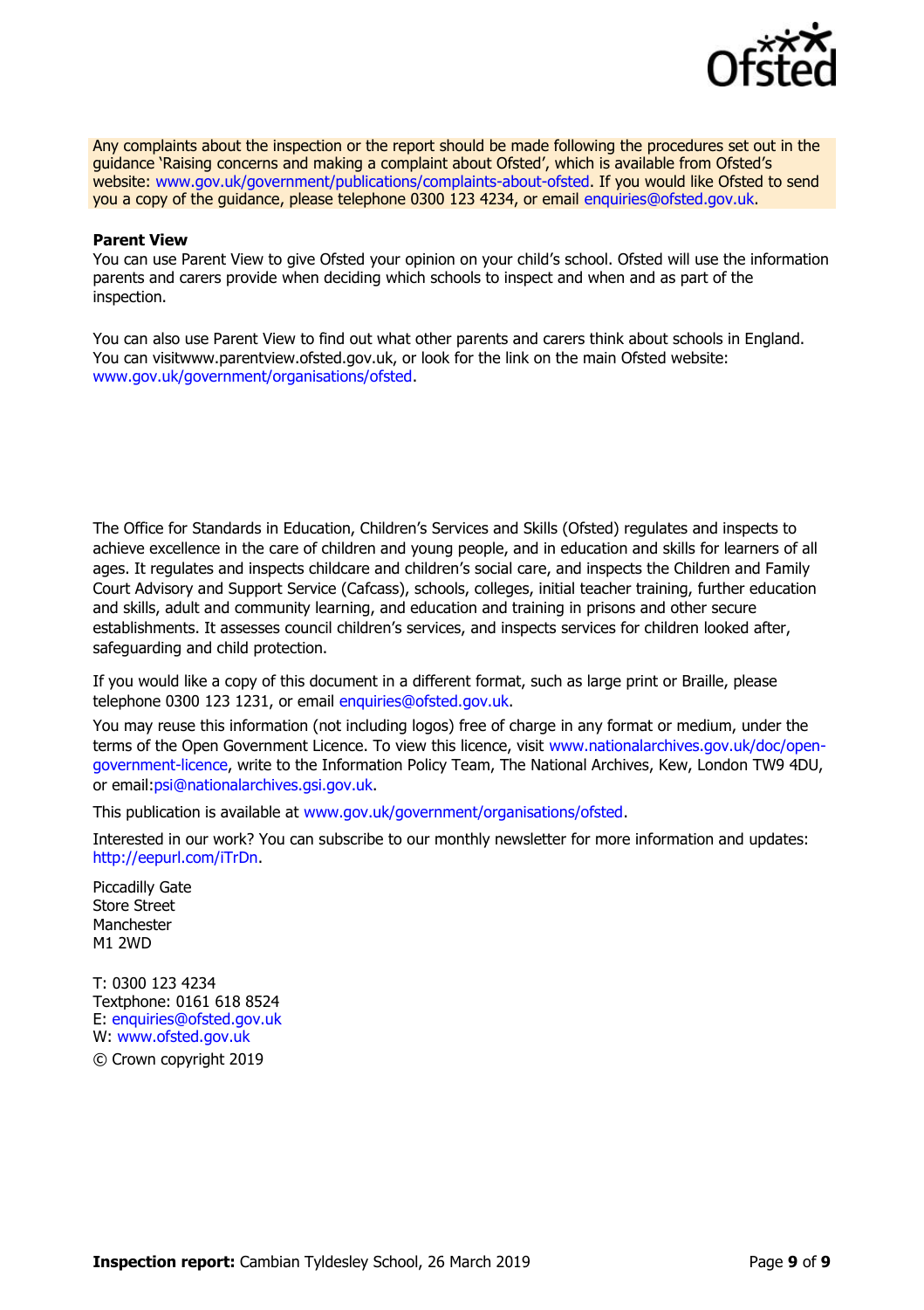Any complaints about the inspection or the report should be made following the procedures set out in the guidance 'Raising concerns and making a complaint about Ofsted', which is available from Ofsted's website: www.gov.uk/government/publications/complaints-about-ofsted. If you would like Ofsted to send you a copy of the guidance, please telephone 0300 123 4234, or email enquiries@ofsted.gov.uk.

**Parent View**

You can use Parent View to give Ofsted your opinion on your child's school. Ofsted will use the information parents and carers provide when deciding which schools to inspect and when and as part of the inspection.

You can also use Parent View to find out what other parents and carers think about schools in England. You can visitwww.parentview.ofsted.gov.uk, or look for the link on the main Ofsted website: www.gov.uk/government/organisations/ofsted.

The Office for Standards in Education, Children's Services and Skills (Ofsted) regulates and inspects to achieve excellence in the care of children and young people, and in education and skills for learners of all ages. It regulates and inspects childcare and children's social care, and inspects the Children and Family Court Advisory and Support Service (Cafcass), schools, colleges, initial teacher training, further education and skills, adult and community learning, and education and training in prisons and other secure establishments. It assesses council children's services, and inspects services for children looked after, safeguarding and child protection.

If you would like a copy of this document in a different format, such as large print or Braille, please telephone 0300 123 1231, or email enquiries@ofsted.gov.uk.

You may reuse this information (not including logos) free of charge in any format or medium, under the terms of the Open Government Licence. To view this licence, visit www.nationalarchives.gov.uk/doc/open-government-licence, write to the Information Policy Team, The National Archives, Kew, London TW9 4DU, or email:psi@nationalarchives.gsi.gov.uk.

This publication is available at www.gov.uk/government/organisations/ofsted.

Interested in our work? You can subscribe to our monthly newsletter for more information and updates: http://eepurl.com/iTrDn.

Piccadilly Gate
Store Street
Manchester
M1 2WD

T: 0300 123 4234
Textphone: 0161 618 8524
E: enquiries@ofsted.gov.uk
W: www.ofsted.gov.uk

© Crown copyright 2019